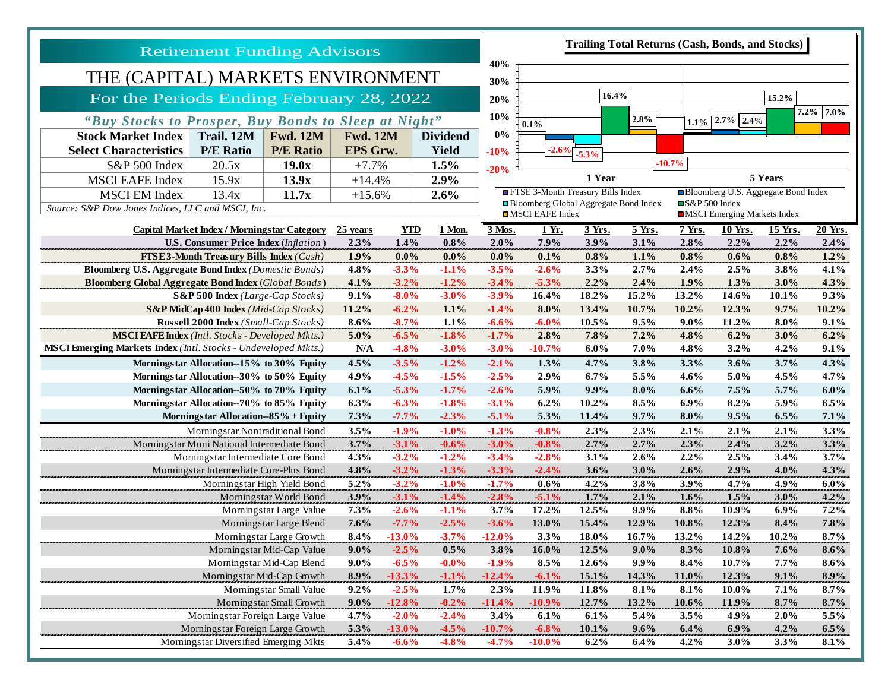Retirement Funding Advisors

# THE (CAPITAL) MARKETS ENVIRONMENT

## For the Periods Ending February 28, 2022

*"Buy Stocks to Prosper, Buy Bonds to Sleep at Night"*

| Stock Market Index Select Characteristics | Trail. 12M P/E Ratio | Fwd. 12M P/E Ratio | Fwd. 12M EPS Grw. | Dividend Yield |
|---|---|---|---|---|
| S&P 500 Index | 20.5x | **19.0x** | +7.7% | **1.5%** |
| MSCI EAFE Index | 15.9x | **13.9x** | +14.4% | **2.9%** |
| MSCI EM Index | 13.4x | **11.7x** | +15.6% | **2.6%** |

*Source: S&P Dow Jones Indices, LLC and MSCI, Inc.*

**Trailing Total Returns (Cash, Bonds, and Stocks)**

| Index | 1 Year | 5 Years |
|---|---|---|
| FTSE 3-Month Treasury Bills Index | 0.1% | 1.1% |
| Bloomberg U.S. Aggregate Bond Index | -2.6% | 2.7% |
| Bloomberg Global Aggregate Bond Index | -5.3% | 2.4% |
| S&P 500 Index | 16.4% | 15.2% |
| MSCI EAFE Index | 2.8% | 7.2% |
| MSCI Emerging Markets Index | -10.7% | 7.0% |

| Capital Market Index / Morningstar Category | 25 years | YTD | 1 Mon. | 3 Mos. | 1 Yr. | 3 Yrs. | 5 Yrs. | 7 Yrs. | 10 Yrs. | 15 Yrs. | 20 Yrs. |
|---|---|---|---|---|---|---|---|---|---|---|---|
| **U.S. Consumer Price Index** *(Inflation)* | 2.3% | 1.4% | 0.8% | 2.0% | 7.9% | 3.9% | 3.1% | 2.8% | 2.2% | 2.2% | 2.4% |
| **FTSE 3-Month Treasury Bills Index** *(Cash)* | 1.9% | 0.0% | 0.0% | 0.0% | 0.1% | 0.8% | 1.1% | 0.8% | 0.6% | 0.8% | 1.2% |
| **Bloomberg U.S. Aggregate Bond Index** *(Domestic Bonds)* | 4.8% | -3.3% | -1.1% | -3.5% | -2.6% | 3.3% | 2.7% | 2.4% | 2.5% | 3.8% | 4.1% |
| **Bloomberg Global Aggregate Bond Index** *(Global Bonds)* | 4.1% | -3.2% | -1.2% | -3.4% | -5.3% | 2.2% | 2.4% | 1.9% | 1.3% | 3.0% | 4.3% |
| **S&P 500 Index** *(Large-Cap Stocks)* | 9.1% | -8.0% | -3.0% | -3.9% | 16.4% | 18.2% | 15.2% | 13.2% | 14.6% | 10.1% | 9.3% |
| **S&P MidCap 400 Index** *(Mid-Cap Stocks)* | 11.2% | -6.2% | 1.1% | -1.4% | 8.0% | 13.4% | 10.7% | 10.2% | 12.3% | 9.7% | 10.2% |
| **Russell 2000 Index** *(Small-Cap Stocks)* | 8.6% | -8.7% | 1.1% | -6.6% | -6.0% | 10.5% | 9.5% | 9.0% | 11.2% | 8.0% | 9.1% |
| **MSCI EAFE Index** *(Intl. Stocks - Developed Mkts.)* | 5.0% | -6.5% | -1.8% | -1.7% | 2.8% | 7.8% | 7.2% | 4.8% | 6.2% | 3.0% | 6.2% |
| **MSCI Emerging Markets Index** *(Intl. Stocks - Undeveloped Mkts.)* | N/A | -4.8% | -3.0% | -3.0% | -10.7% | 6.0% | 7.0% | 4.8% | 3.2% | 4.2% | 9.1% |
| **Morningstar Allocation--15% to 30% Equity** | 4.5% | -3.5% | -1.2% | -2.1% | 1.3% | 4.7% | 3.8% | 3.3% | 3.6% | 3.7% | 4.3% |
| **Morningstar Allocation--30% to 50% Equity** | 4.9% | -4.5% | -1.5% | -2.5% | 2.9% | 6.7% | 5.5% | 4.6% | 5.0% | 4.5% | 4.7% |
| **Morningstar Allocation--50% to 70% Equity** | 6.1% | -5.3% | -1.7% | -2.6% | 5.9% | 9.9% | 8.0% | 6.6% | 7.5% | 5.7% | 6.0% |
| **Morningstar Allocation--70% to 85% Equity** | 6.3% | -6.3% | -1.8% | -3.1% | 6.2% | 10.2% | 8.5% | 6.9% | 8.2% | 5.9% | 6.5% |
| **Morningstar Allocation--85%+ Equity** | 7.3% | -7.7% | -2.3% | -5.1% | 5.3% | 11.4% | 9.7% | 8.0% | 9.5% | 6.5% | 7.1% |
| Morningstar Nontraditional Bond | 3.5% | -1.9% | -1.0% | -1.3% | -0.8% | 2.3% | 2.3% | 2.1% | 2.1% | 2.1% | 3.3% |
| Morningstar Muni National Intermediate Bond | 3.7% | -3.1% | -0.6% | -3.0% | -0.8% | 2.7% | 2.7% | 2.3% | 2.4% | 3.2% | 3.3% |
| Morningstar Intermediate Core Bond | 4.3% | -3.2% | -1.2% | -3.4% | -2.8% | 3.1% | 2.6% | 2.2% | 2.5% | 3.4% | 3.7% |
| Morningstar Intermediate Core-Plus Bond | 4.8% | -3.2% | -1.3% | -3.3% | -2.4% | 3.6% | 3.0% | 2.6% | 2.9% | 4.0% | 4.3% |
| Morningstar High Yield Bond | 5.2% | -3.2% | -1.0% | -1.7% | 0.6% | 4.2% | 3.8% | 3.9% | 4.7% | 4.9% | 6.0% |
| Morningstar World Bond | 3.9% | -3.1% | -1.4% | -2.8% | -5.1% | 1.7% | 2.1% | 1.6% | 1.5% | 3.0% | 4.2% |
| Morningstar Large Value | 7.3% | -2.6% | -1.1% | 3.7% | 17.2% | 12.5% | 9.9% | 8.8% | 10.9% | 6.9% | 7.2% |
| Morningstar Large Blend | 7.6% | -7.7% | -2.5% | -3.6% | 13.0% | 15.4% | 12.9% | 10.8% | 12.3% | 8.4% | 7.8% |
| Morningstar Large Growth | 8.4% | -13.0% | -3.7% | -12.0% | 3.3% | 18.0% | 16.7% | 13.2% | 14.2% | 10.2% | 8.7% |
| Morningstar Mid-Cap Value | 9.0% | -2.5% | 0.5% | 3.8% | 16.0% | 12.5% | 9.0% | 8.3% | 10.8% | 7.6% | 8.6% |
| Morningstar Mid-Cap Blend | 9.0% | -6.5% | -0.0% | -1.9% | 8.5% | 12.6% | 9.9% | 8.4% | 10.7% | 7.7% | 8.6% |
| Morningstar Mid-Cap Growth | 8.9% | -13.3% | -1.1% | -12.4% | -6.1% | 15.1% | 14.3% | 11.0% | 12.3% | 9.1% | 8.9% |
| Morningstar Small Value | 9.2% | -2.5% | 1.7% | 2.3% | 11.9% | 11.8% | 8.1% | 8.1% | 10.0% | 7.1% | 8.7% |
| Morningstar Small Growth | 9.0% | -12.8% | -0.2% | -11.4% | -10.9% | 12.7% | 13.2% | 10.6% | 11.9% | 8.7% | 8.7% |
| Morningstar Foreign Large Value | 4.7% | -2.0% | -2.4% | 3.4% | 6.1% | 6.1% | 5.4% | 3.5% | 4.9% | 2.0% | 5.5% |
| Morningstar Foreign Large Growth | 5.3% | -13.0% | -4.5% | -10.7% | -6.8% | 10.1% | 9.6% | 6.4% | 6.9% | 4.2% | 6.5% |
| Morningstar Diversified Emerging Mkts | 5.4% | -6.6% | -4.8% | -4.7% | -10.0% | 6.2% | 6.4% | 4.2% | 3.0% | 3.3% | 8.1% |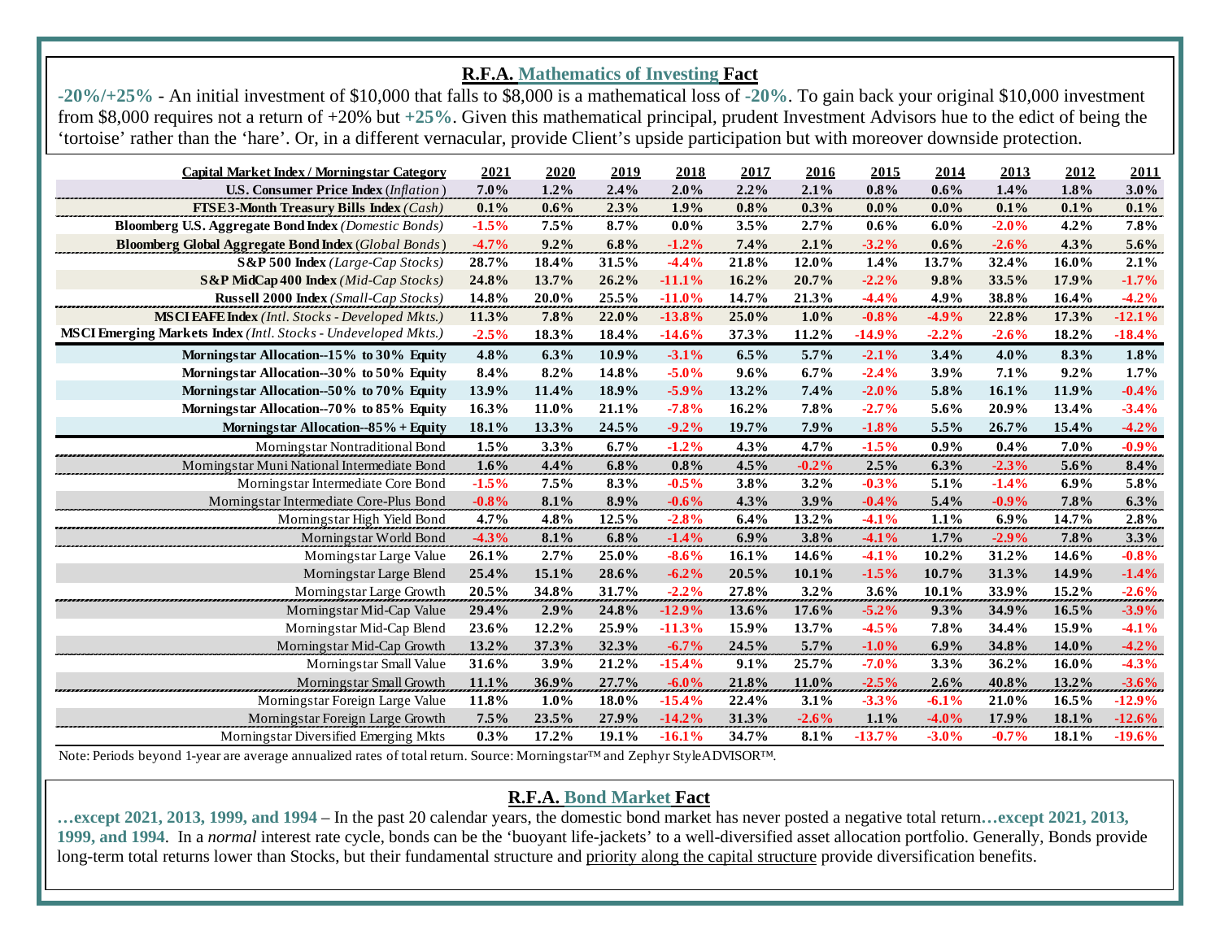## R.F.A. Mathematics of Investing Fact

**-20%/+25%** - An initial investment of $10,000 that falls to $8,000 is a mathematical loss of **-20%**. To gain back your original $10,000 investment from $8,000 requires not a return of +20% but **+25%**. Given this mathematical principal, prudent Investment Advisors hue to the edict of being the 'tortoise' rather than the 'hare'. Or, in a different vernacular, provide Client's upside participation but with moreover downside protection.

| Capital Market Index / Morningstar Category | 2021 | 2020 | 2019 | 2018 | 2017 | 2016 | 2015 | 2014 | 2013 | 2012 | 2011 |
|---|---|---|---|---|---|---|---|---|---|---|---|
| **U.S. Consumer Price Index** *(Inflation)* | 7.0% | 1.2% | 2.4% | 2.0% | 2.2% | 2.1% | 0.8% | 0.6% | 1.4% | 1.8% | 3.0% |
| **FTSE 3-Month Treasury Bills Index** *(Cash)* | 0.1% | 0.6% | 2.3% | 1.9% | 0.8% | 0.3% | 0.0% | 0.0% | 0.1% | 0.1% | 0.1% |
| **Bloomberg U.S. Aggregate Bond Index** *(Domestic Bonds)* | -1.5% | 7.5% | 8.7% | 0.0% | 3.5% | 2.7% | 0.6% | 6.0% | -2.0% | 4.2% | 7.8% |
| **Bloomberg Global Aggregate Bond Index** *(Global Bonds)* | -4.7% | 9.2% | 6.8% | -1.2% | 7.4% | 2.1% | -3.2% | 0.6% | -2.6% | 4.3% | 5.6% |
| **S&P 500 Index** *(Large-Cap Stocks)* | 28.7% | 18.4% | 31.5% | -4.4% | 21.8% | 12.0% | 1.4% | 13.7% | 32.4% | 16.0% | 2.1% |
| **S&P MidCap 400 Index** *(Mid-Cap Stocks)* | 24.8% | 13.7% | 26.2% | -11.1% | 16.2% | 20.7% | -2.2% | 9.8% | 33.5% | 17.9% | -1.7% |
| **Russell 2000 Index** *(Small-Cap Stocks)* | 14.8% | 20.0% | 25.5% | -11.0% | 14.7% | 21.3% | -4.4% | 4.9% | 38.8% | 16.4% | -4.2% |
| **MSCI EAFE Index** *(Intl. Stocks - Developed Mkts.)* | 11.3% | 7.8% | 22.0% | -13.8% | 25.0% | 1.0% | -0.8% | -4.9% | 22.8% | 17.3% | -12.1% |
| **MSCI Emerging Markets Index** *(Intl. Stocks - Undeveloped Mkts.)* | -2.5% | 18.3% | 18.4% | -14.6% | 37.3% | 11.2% | -14.9% | -2.2% | -2.6% | 18.2% | -18.4% |
| **Morningstar Allocation--15% to 30% Equity** | 4.8% | 6.3% | 10.9% | -3.1% | 6.5% | 5.7% | -2.1% | 3.4% | 4.0% | 8.3% | 1.8% |
| **Morningstar Allocation--30% to 50% Equity** | 8.4% | 8.2% | 14.8% | -5.0% | 9.6% | 6.7% | -2.4% | 3.9% | 7.1% | 9.2% | 1.7% |
| **Morningstar Allocation--50% to 70% Equity** | 13.9% | 11.4% | 18.9% | -5.9% | 13.2% | 7.4% | -2.0% | 5.8% | 16.1% | 11.9% | -0.4% |
| **Morningstar Allocation--70% to 85% Equity** | 16.3% | 11.0% | 21.1% | -7.8% | 16.2% | 7.8% | -2.7% | 5.6% | 20.9% | 13.4% | -3.4% |
| **Morningstar Allocation--85% + Equity** | 18.1% | 13.3% | 24.5% | -9.2% | 19.7% | 7.9% | -1.8% | 5.5% | 26.7% | 15.4% | -4.2% |
| Morningstar Nontraditional Bond | 1.5% | 3.3% | 6.7% | -1.2% | 4.3% | 4.7% | -1.5% | 0.9% | 0.4% | 7.0% | -0.9% |
| Morningstar Muni National Intermediate Bond | 1.6% | 4.4% | 6.8% | 0.8% | 4.5% | -0.2% | 2.5% | 6.3% | -2.3% | 5.6% | 8.4% |
| Morningstar Intermediate Core Bond | -1.5% | 7.5% | 8.3% | -0.5% | 3.8% | 3.2% | -0.3% | 5.1% | -1.4% | 6.9% | 5.8% |
| Morningstar Intermediate Core-Plus Bond | -0.8% | 8.1% | 8.9% | -0.6% | 4.3% | 3.9% | -0.4% | 5.4% | -0.9% | 7.8% | 6.3% |
| Morningstar High Yield Bond | 4.7% | 4.8% | 12.5% | -2.8% | 6.4% | 13.2% | -4.1% | 1.1% | 6.9% | 14.7% | 2.8% |
| Morningstar World Bond | -4.3% | 8.1% | 6.8% | -1.4% | 6.9% | 3.8% | -4.1% | 1.7% | -2.9% | 7.8% | 3.3% |
| Morningstar Large Value | 26.1% | 2.7% | 25.0% | -8.6% | 16.1% | 14.6% | -4.1% | 10.2% | 31.2% | 14.6% | -0.8% |
| Morningstar Large Blend | 25.4% | 15.1% | 28.6% | -6.2% | 20.5% | 10.1% | -1.5% | 10.7% | 31.3% | 14.9% | -1.4% |
| Morningstar Large Growth | 20.5% | 34.8% | 31.7% | -2.2% | 27.8% | 3.2% | 3.6% | 10.1% | 33.9% | 15.2% | -2.6% |
| Morningstar Mid-Cap Value | 29.4% | 2.9% | 24.8% | -12.9% | 13.6% | 17.6% | -5.2% | 9.3% | 34.9% | 16.5% | -3.9% |
| Morningstar Mid-Cap Blend | 23.6% | 12.2% | 25.9% | -11.3% | 15.9% | 13.7% | -4.5% | 7.8% | 34.4% | 15.9% | -4.1% |
| Morningstar Mid-Cap Growth | 13.2% | 37.3% | 32.3% | -6.7% | 24.5% | 5.7% | -1.0% | 6.9% | 34.8% | 14.0% | -4.2% |
| Morningstar Small Value | 31.6% | 3.9% | 21.2% | -15.4% | 9.1% | 25.7% | -7.0% | 3.3% | 36.2% | 16.0% | -4.3% |
| Morningstar Small Growth | 11.1% | 36.9% | 27.7% | -6.0% | 21.8% | 11.0% | -2.5% | 2.6% | 40.8% | 13.2% | -3.6% |
| Morningstar Foreign Large Value | 11.8% | 1.0% | 18.0% | -15.4% | 22.4% | 3.1% | -3.3% | -6.1% | 21.0% | 16.5% | -12.9% |
| Morningstar Foreign Large Growth | 7.5% | 23.5% | 27.9% | -14.2% | 31.3% | -2.6% | 1.1% | -4.0% | 17.9% | 18.1% | -12.6% |
| Morningstar Diversified Emerging Mkts | 0.3% | 17.2% | 19.1% | -16.1% | 34.7% | 8.1% | -13.7% | -3.0% | -0.7% | 18.1% | -19.6% |

Note: Periods beyond 1-year are average annualized rates of total return. Source: Morningstar™ and Zephyr StyleADVISOR™.

## R.F.A. Bond Market Fact

**…except 2021, 2013, 1999, and 1994** – In the past 20 calendar years, the domestic bond market has never posted a negative total return**…except 2021, 2013, 1999, and 1994**. In a *normal* interest rate cycle, bonds can be the 'buoyant life-jackets' to a well-diversified asset allocation portfolio. Generally, Bonds provide long-term total returns lower than Stocks, but their fundamental structure and priority along the capital structure provide diversification benefits.